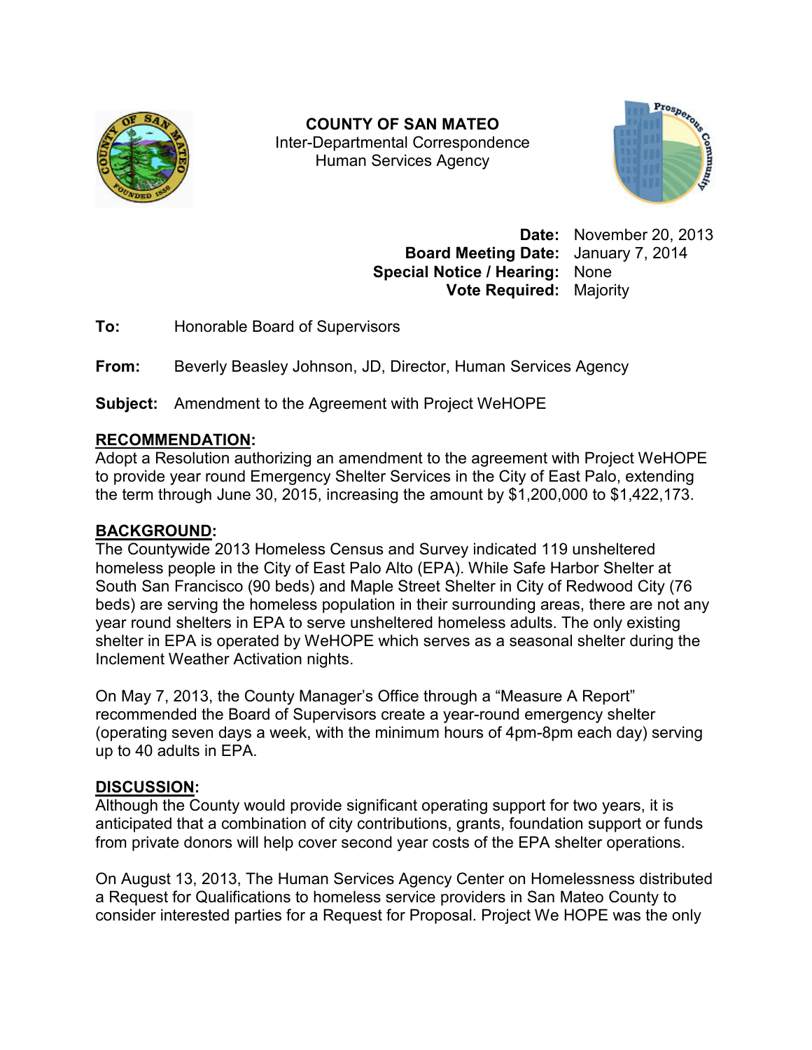**COUNTY OF SAN MATEO**
Inter-Departmental Correspondence
Human Services Agency

**Date:** November 20, 2013
**Board Meeting Date:** January 7, 2014
**Special Notice / Hearing:** None
**Vote Required:** Majority

**To:** Honorable Board of Supervisors

**From:** Beverly Beasley Johnson, JD, Director, Human Services Agency

**Subject:** Amendment to the Agreement with Project WeHOPE

## RECOMMENDATION:

Adopt a Resolution authorizing an amendment to the agreement with Project WeHOPE to provide year round Emergency Shelter Services in the City of East Palo, extending the term through June 30, 2015, increasing the amount by $1,200,000 to $1,422,173.

## BACKGROUND:

The Countywide 2013 Homeless Census and Survey indicated 119 unsheltered homeless people in the City of East Palo Alto (EPA). While Safe Harbor Shelter at South San Francisco (90 beds) and Maple Street Shelter in City of Redwood City (76 beds) are serving the homeless population in their surrounding areas, there are not any year round shelters in EPA to serve unsheltered homeless adults. The only existing shelter in EPA is operated by WeHOPE which serves as a seasonal shelter during the Inclement Weather Activation nights.

On May 7, 2013, the County Manager's Office through a "Measure A Report" recommended the Board of Supervisors create a year-round emergency shelter (operating seven days a week, with the minimum hours of 4pm-8pm each day) serving up to 40 adults in EPA.

## DISCUSSION:

Although the County would provide significant operating support for two years, it is anticipated that a combination of city contributions, grants, foundation support or funds from private donors will help cover second year costs of the EPA shelter operations.

On August 13, 2013, The Human Services Agency Center on Homelessness distributed a Request for Qualifications to homeless service providers in San Mateo County to consider interested parties for a Request for Proposal. Project We HOPE was the only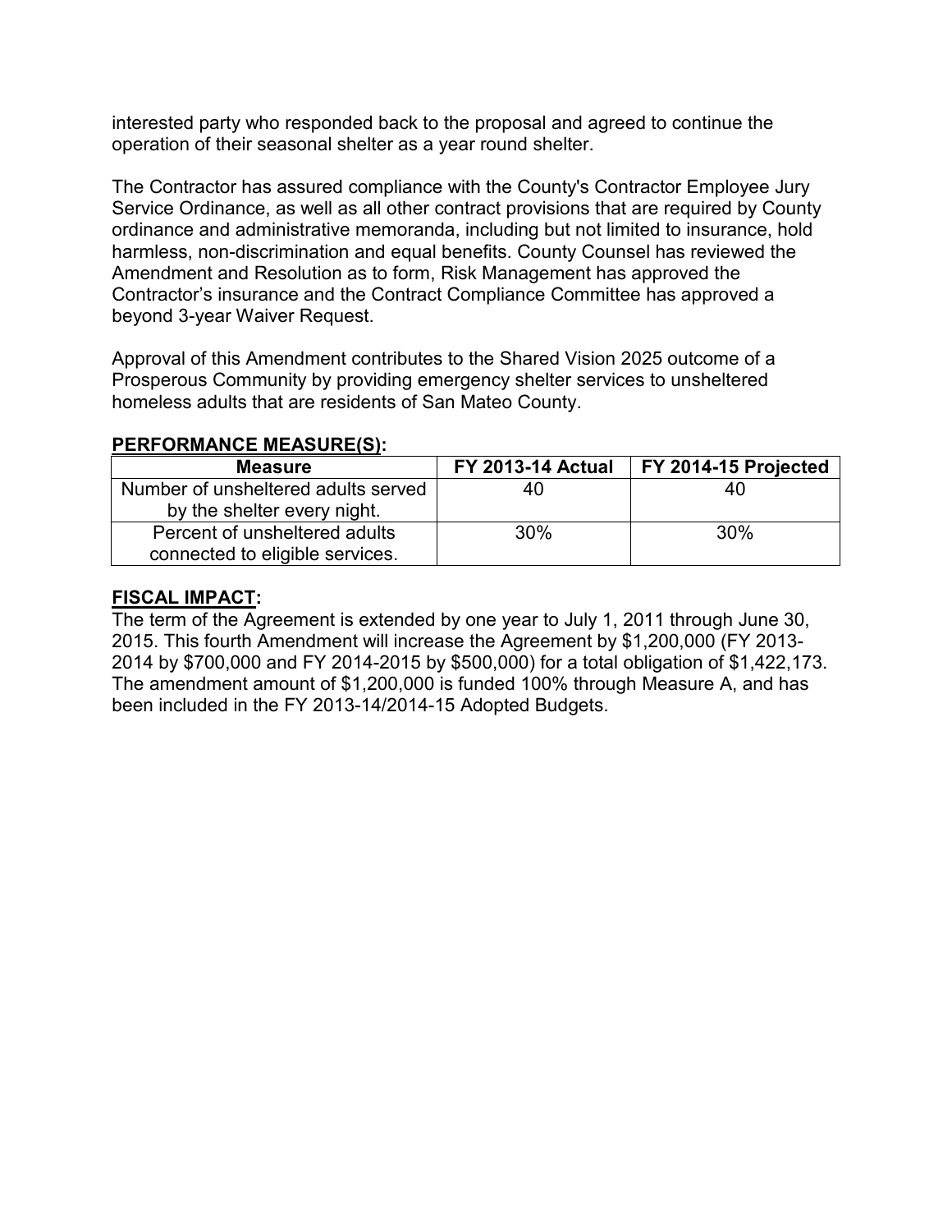interested party who responded back to the proposal and agreed to continue the operation of their seasonal shelter as a year round shelter.

The Contractor has assured compliance with the County's Contractor Employee Jury Service Ordinance, as well as all other contract provisions that are required by County ordinance and administrative memoranda, including but not limited to insurance, hold harmless, non-discrimination and equal benefits. County Counsel has reviewed the Amendment and Resolution as to form, Risk Management has approved the Contractor's insurance and the Contract Compliance Committee has approved a beyond 3-year Waiver Request.

Approval of this Amendment contributes to the Shared Vision 2025 outcome of a Prosperous Community by providing emergency shelter services to unsheltered homeless adults that are residents of San Mateo County.

**PERFORMANCE MEASURE(S):**

| Measure | FY 2013-14 Actual | FY 2014-15 Projected |
|---|---|---|
| Number of unsheltered adults served by the shelter every night. | 40 | 40 |
| Percent of unsheltered adults connected to eligible services. | 30% | 30% |

**FISCAL IMPACT:**

The term of the Agreement is extended by one year to July 1, 2011 through June 30, 2015. This fourth Amendment will increase the Agreement by $1,200,000 (FY 2013-2014 by $700,000 and FY 2014-2015 by $500,000) for a total obligation of $1,422,173. The amendment amount of $1,200,000 is funded 100% through Measure A, and has been included in the FY 2013-14/2014-15 Adopted Budgets.